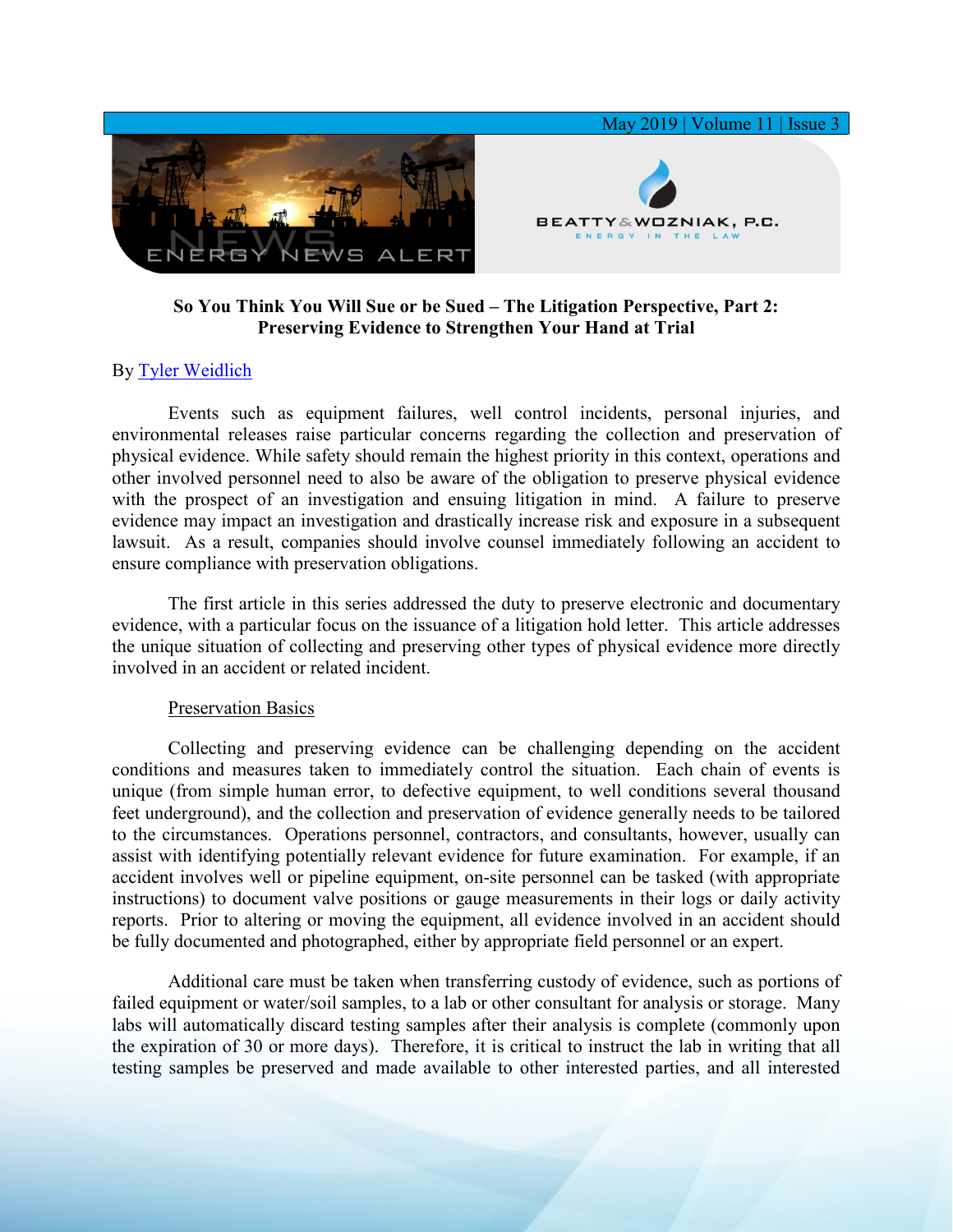**So You Think You Will Sue or be Sued – The Litigation Perspective, Part 2: Preserving Evidence to Strengthen Your Hand at Trial**

By Tyler Weidlich

Events such as equipment failures, well control incidents, personal injuries, and environmental releases raise particular concerns regarding the collection and preservation of physical evidence. While safety should remain the highest priority in this context, operations and other involved personnel need to also be aware of the obligation to preserve physical evidence with the prospect of an investigation and ensuing litigation in mind. A failure to preserve evidence may impact an investigation and drastically increase risk and exposure in a subsequent lawsuit. As a result, companies should involve counsel immediately following an accident to ensure compliance with preservation obligations.

The first article in this series addressed the duty to preserve electronic and documentary evidence, with a particular focus on the issuance of a litigation hold letter. This article addresses the unique situation of collecting and preserving other types of physical evidence more directly involved in an accident or related incident.

## Preservation Basics

Collecting and preserving evidence can be challenging depending on the accident conditions and measures taken to immediately control the situation. Each chain of events is unique (from simple human error, to defective equipment, to well conditions several thousand feet underground), and the collection and preservation of evidence generally needs to be tailored to the circumstances. Operations personnel, contractors, and consultants, however, usually can assist with identifying potentially relevant evidence for future examination. For example, if an accident involves well or pipeline equipment, on-site personnel can be tasked (with appropriate instructions) to document valve positions or gauge measurements in their logs or daily activity reports. Prior to altering or moving the equipment, all evidence involved in an accident should be fully documented and photographed, either by appropriate field personnel or an expert.

Additional care must be taken when transferring custody of evidence, such as portions of failed equipment or water/soil samples, to a lab or other consultant for analysis or storage. Many labs will automatically discard testing samples after their analysis is complete (commonly upon the expiration of 30 or more days). Therefore, it is critical to instruct the lab in writing that all testing samples be preserved and made available to other interested parties, and all interested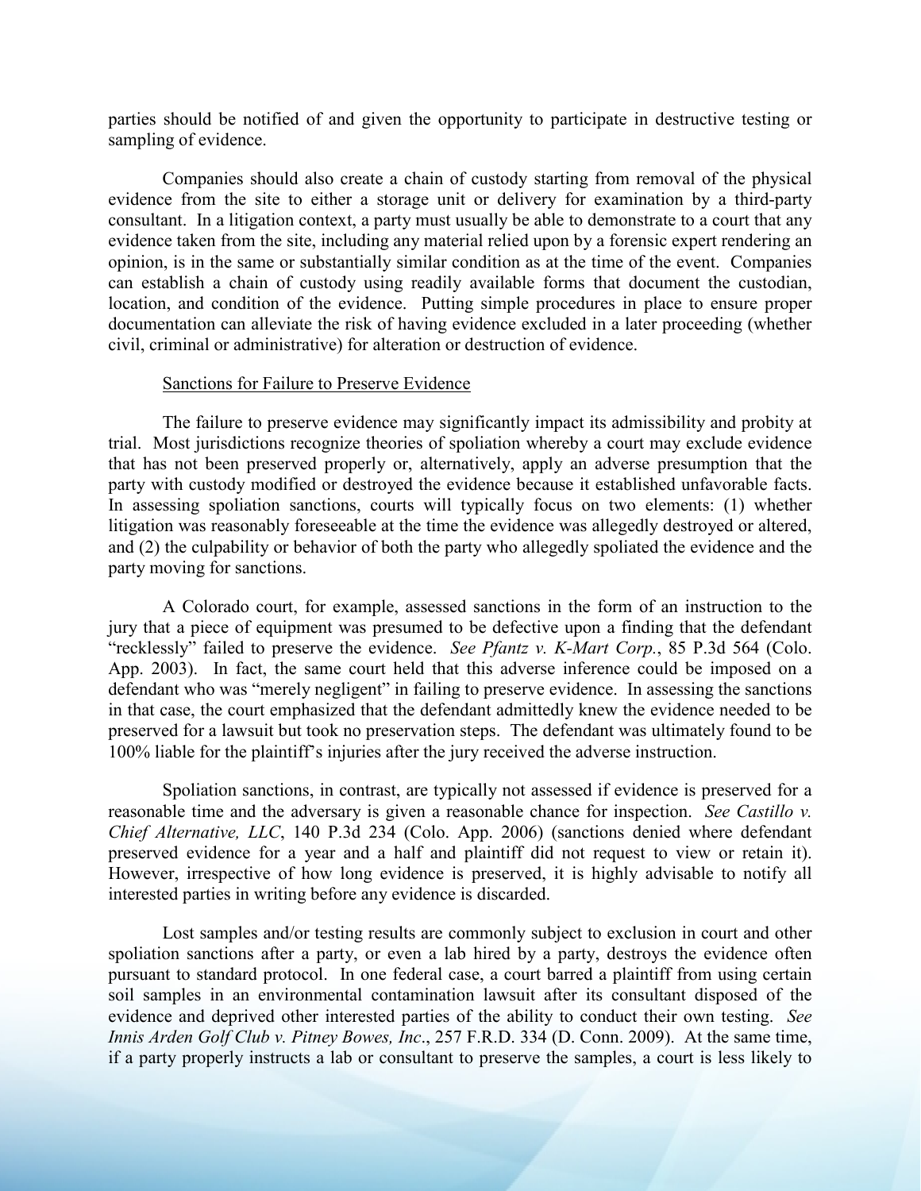parties should be notified of and given the opportunity to participate in destructive testing or sampling of evidence.

Companies should also create a chain of custody starting from removal of the physical evidence from the site to either a storage unit or delivery for examination by a third-party consultant. In a litigation context, a party must usually be able to demonstrate to a court that any evidence taken from the site, including any material relied upon by a forensic expert rendering an opinion, is in the same or substantially similar condition as at the time of the event. Companies can establish a chain of custody using readily available forms that document the custodian, location, and condition of the evidence. Putting simple procedures in place to ensure proper documentation can alleviate the risk of having evidence excluded in a later proceeding (whether civil, criminal or administrative) for alteration or destruction of evidence.

Sanctions for Failure to Preserve Evidence

The failure to preserve evidence may significantly impact its admissibility and probity at trial. Most jurisdictions recognize theories of spoliation whereby a court may exclude evidence that has not been preserved properly or, alternatively, apply an adverse presumption that the party with custody modified or destroyed the evidence because it established unfavorable facts. In assessing spoliation sanctions, courts will typically focus on two elements: (1) whether litigation was reasonably foreseeable at the time the evidence was allegedly destroyed or altered, and (2) the culpability or behavior of both the party who allegedly spoliated the evidence and the party moving for sanctions.

A Colorado court, for example, assessed sanctions in the form of an instruction to the jury that a piece of equipment was presumed to be defective upon a finding that the defendant "recklessly" failed to preserve the evidence. *See Pfantz v. K-Mart Corp.*, 85 P.3d 564 (Colo. App. 2003). In fact, the same court held that this adverse inference could be imposed on a defendant who was "merely negligent" in failing to preserve evidence. In assessing the sanctions in that case, the court emphasized that the defendant admittedly knew the evidence needed to be preserved for a lawsuit but took no preservation steps. The defendant was ultimately found to be 100% liable for the plaintiff's injuries after the jury received the adverse instruction.

Spoliation sanctions, in contrast, are typically not assessed if evidence is preserved for a reasonable time and the adversary is given a reasonable chance for inspection. *See Castillo v. Chief Alternative, LLC*, 140 P.3d 234 (Colo. App. 2006) (sanctions denied where defendant preserved evidence for a year and a half and plaintiff did not request to view or retain it). However, irrespective of how long evidence is preserved, it is highly advisable to notify all interested parties in writing before any evidence is discarded.

Lost samples and/or testing results are commonly subject to exclusion in court and other spoliation sanctions after a party, or even a lab hired by a party, destroys the evidence often pursuant to standard protocol. In one federal case, a court barred a plaintiff from using certain soil samples in an environmental contamination lawsuit after its consultant disposed of the evidence and deprived other interested parties of the ability to conduct their own testing. *See Innis Arden Golf Club v. Pitney Bowes, Inc*., 257 F.R.D. 334 (D. Conn. 2009). At the same time, if a party properly instructs a lab or consultant to preserve the samples, a court is less likely to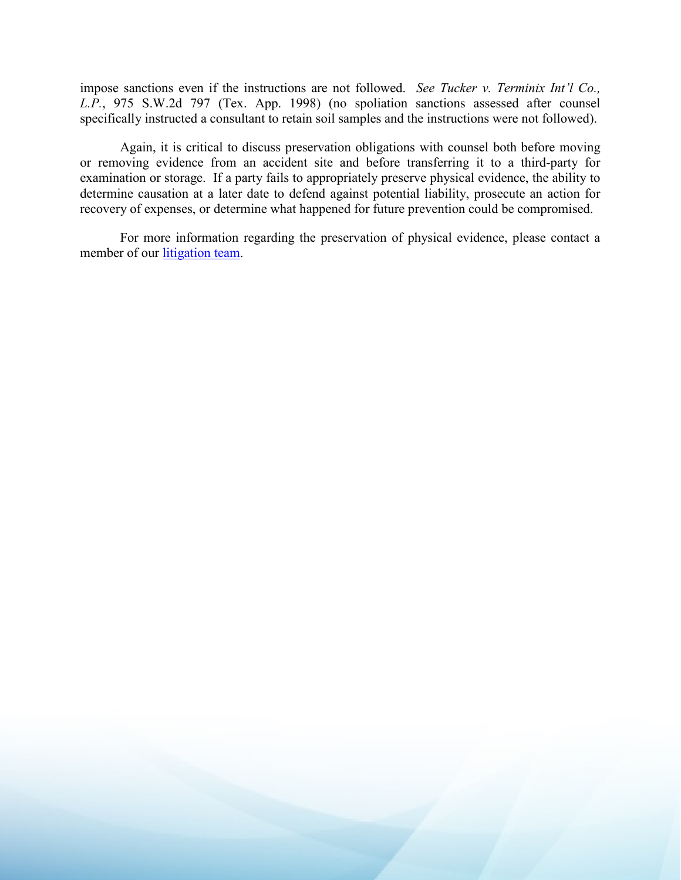impose sanctions even if the instructions are not followed. *See Tucker v. Terminix Int'l Co., L.P.*, 975 S.W.2d 797 (Tex. App. 1998) (no spoliation sanctions assessed after counsel specifically instructed a consultant to retain soil samples and the instructions were not followed).

Again, it is critical to discuss preservation obligations with counsel both before moving or removing evidence from an accident site and before transferring it to a third-party for examination or storage. If a party fails to appropriately preserve physical evidence, the ability to determine causation at a later date to defend against potential liability, prosecute an action for recovery of expenses, or determine what happened for future prevention could be compromised.

For more information regarding the preservation of physical evidence, please contact a member of our litigation team.